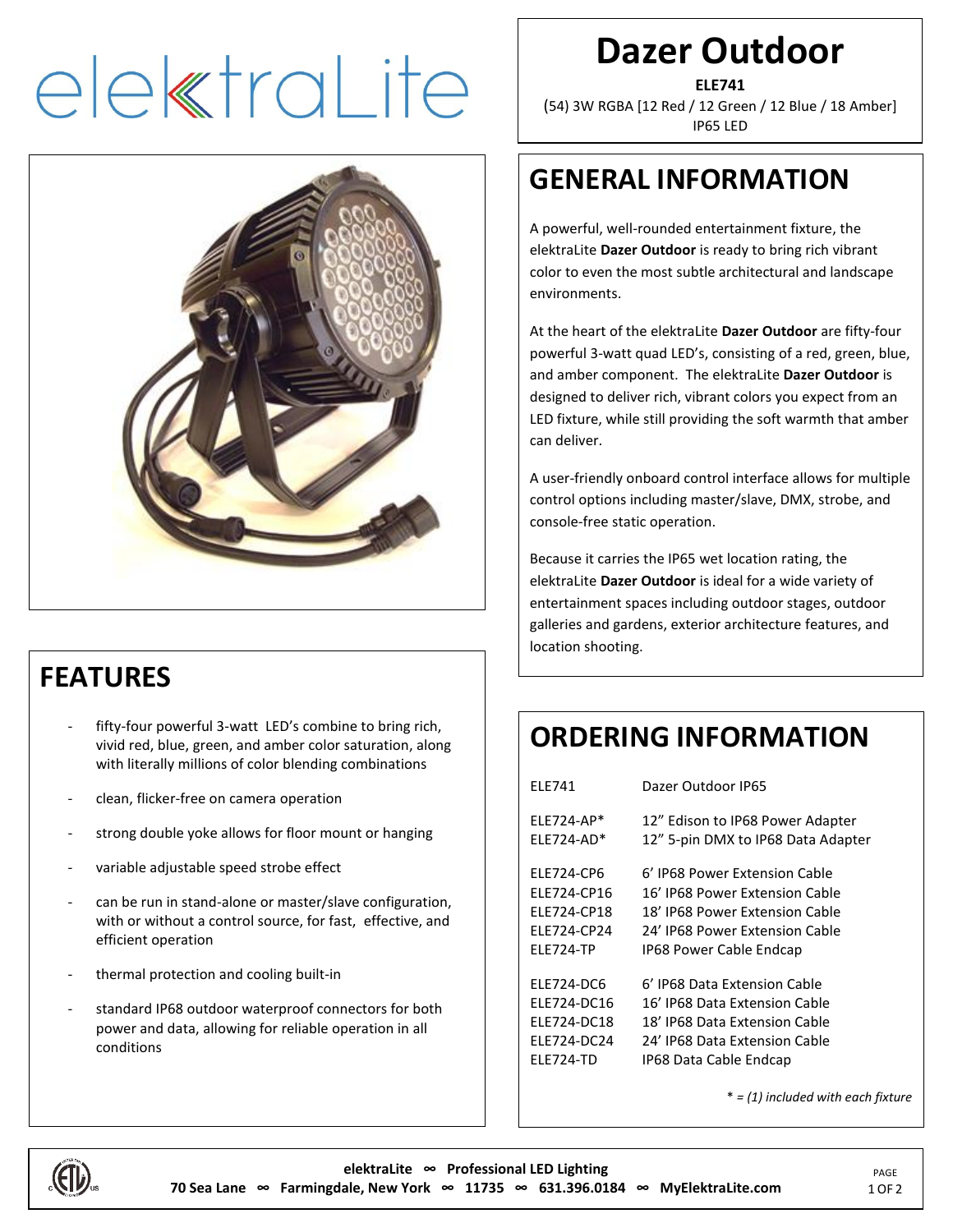elektraLite

# Dazer Outdoor

**ELE741**

(54) 3W RGBA [12 Red / 12 Green / 12 Blue / 18 Amber]

IP65 LED

## GENERAL INFORMATION

A powerful, well-rounded entertainment fixture, the elektraLite **Dazer Outdoor** is ready to bring rich vibrant color to even the most subtle architectural and landscape environments.

At the heart of the elektraLite **Dazer Outdoor** are fifty-four powerful 3-watt quad LED's, consisting of a red, green, blue, and amber component. The elektraLite **Dazer Outdoor** is designed to deliver rich, vibrant colors you expect from an LED fixture, while still providing the soft warmth that amber can deliver.

A user-friendly onboard control interface allows for multiple control options including master/slave, DMX, strobe, and console-free static operation.

Because it carries the IP65 wet location rating, the elektraLite **Dazer Outdoor** is ideal for a wide variety of entertainment spaces including outdoor stages, outdoor galleries and gardens, exterior architecture features, and location shooting.

## FEATURES

- fifty-four powerful 3-watt LED's combine to bring rich, vivid red, blue, green, and amber color saturation, along with literally millions of color blending combinations
- clean, flicker-free on camera operation
- strong double yoke allows for floor mount or hanging
- variable adjustable speed strobe effect
- can be run in stand-alone or master/slave configuration, with or without a control source, for fast, effective, and efficient operation
- thermal protection and cooling built-in
- standard IP68 outdoor waterproof connectors for both power and data, allowing for reliable operation in all conditions

## ORDERING INFORMATION

| | |
|---|---|
| ELE741 | Dazer Outdoor IP65 |
| ELE724-AP* | 12" Edison to IP68 Power Adapter |
| ELE724-AD* | 12" 5-pin DMX to IP68 Data Adapter |
| ELE724-CP6 | 6' IP68 Power Extension Cable |
| ELE724-CP16 | 16' IP68 Power Extension Cable |
| ELE724-CP18 | 18' IP68 Power Extension Cable |
| ELE724-CP24 | 24' IP68 Power Extension Cable |
| ELE724-TP | IP68 Power Cable Endcap |
| ELE724-DC6 | 6' IP68 Data Extension Cable |
| ELE724-DC16 | 16' IP68 Data Extension Cable |
| ELE724-DC18 | 18' IP68 Data Extension Cable |
| ELE724-DC24 | 24' IP68 Data Extension Cable |
| ELE724-TD | IP68 Data Cable Endcap |

*\* = (1) included with each fixture*

**elektraLite ∞ Professional LED Lighting**

**70 Sea Lane ∞ Farmingdale, New York ∞ 11735 ∞ 631.396.0184 ∞ MyElektraLite.com**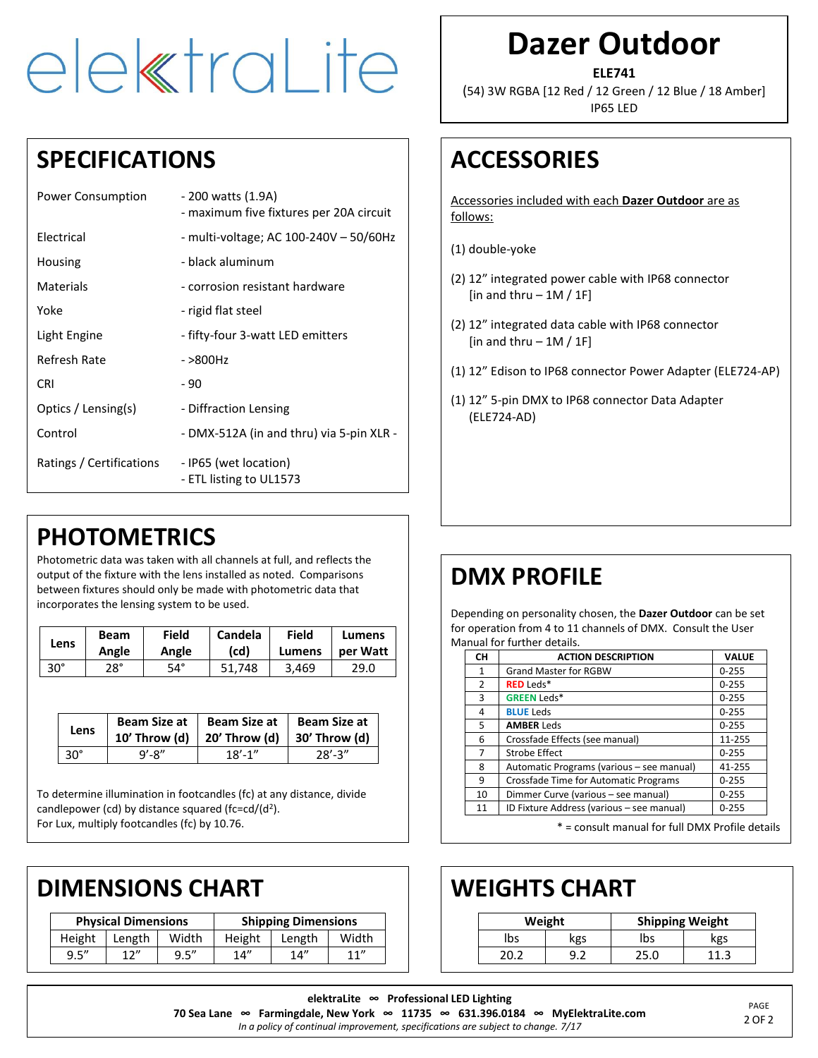elektraLite

# Dazer Outdoor

**ELE741**

(54) 3W RGBA [12 Red / 12 Green / 12 Blue / 18 Amber]
IP65 LED

## SPECIFICATIONS

| | |
|---|---|
| Power Consumption | - 200 watts (1.9A)<br>- maximum five fixtures per 20A circuit |
| Electrical | - multi-voltage; AC 100-240V – 50/60Hz |
| Housing | - black aluminum |
| Materials | - corrosion resistant hardware |
| Yoke | - rigid flat steel |
| Light Engine | - fifty-four 3-watt LED emitters |
| Refresh Rate | - >800Hz |
| CRI | - 90 |
| Optics / Lensing(s) | - Diffraction Lensing |
| Control | - DMX-512A (in and thru) via 5-pin XLR - |
| Ratings / Certifications | - IP65 (wet location)<br>- ETL listing to UL1573 |

## ACCESSORIES

Accessories included with each **Dazer Outdoor** are as follows:

(1) double-yoke

(2) 12" integrated power cable with IP68 connector [in and thru – 1M / 1F]

(2) 12" integrated data cable with IP68 connector [in and thru – 1M / 1F]

(1) 12" Edison to IP68 connector Power Adapter (ELE724-AP)

(1) 12" 5-pin DMX to IP68 connector Data Adapter (ELE724-AD)

## PHOTOMETRICS

Photometric data was taken with all channels at full, and reflects the output of the fixture with the lens installed as noted. Comparisons between fixtures should only be made with photometric data that incorporates the lensing system to be used.

| Lens | Beam Angle | Field Angle | Candela (cd) | Field Lumens | Lumens per Watt |
|---|---|---|---|---|---|
| 30° | 28° | 54° | 51,748 | 3,469 | 29.0 |

| Lens | Beam Size at 10' Throw (d) | Beam Size at 20' Throw (d) | Beam Size at 30' Throw (d) |
|---|---|---|---|
| 30° | 9'-8" | 18'-1" | 28'-3" |

To determine illumination in footcandles (fc) at any distance, divide candlepower (cd) by distance squared (fc=cd/($d^2$)).
For Lux, multiply footcandles (fc) by 10.76.

## DMX PROFILE

Depending on personality chosen, the **Dazer Outdoor** can be set for operation from 4 to 11 channels of DMX. Consult the User Manual for further details.

| CH | ACTION DESCRIPTION | VALUE |
|---|---|---|
| 1 | Grand Master for RGBW | 0-255 |
| 2 | **RED** Leds* | 0-255 |
| 3 | **GREEN** Leds* | 0-255 |
| 4 | **BLUE** Leds | 0-255 |
| 5 | **AMBER** Leds | 0-255 |
| 6 | Crossfade Effects (see manual) | 11-255 |
| 7 | Strobe Effect | 0-255 |
| 8 | Automatic Programs (various – see manual) | 41-255 |
| 9 | Crossfade Time for Automatic Programs | 0-255 |
| 10 | Dimmer Curve (various – see manual) | 0-255 |
| 11 | ID Fixture Address (various – see manual) | 0-255 |

* = consult manual for full DMX Profile details

## DIMENSIONS CHART

| Physical Dimensions | | | Shipping Dimensions | | |
|---|---|---|---|---|---|
| Height | Length | Width | Height | Length | Width |
| 9.5" | 12" | 9.5" | 14" | 14" | 11" |

## WEIGHTS CHART

| Weight | | Shipping Weight | |
|---|---|---|---|
| lbs | kgs | lbs | kgs |
| 20.2 | 9.2 | 25.0 | 11.3 |

**elektraLite ∞ Professional LED Lighting**
**70 Sea Lane ∞ Farmingdale, New York ∞ 11735 ∞ 631.396.0184 ∞ MyElektraLite.com**
*In a policy of continual improvement, specifications are subject to change. 7/17*